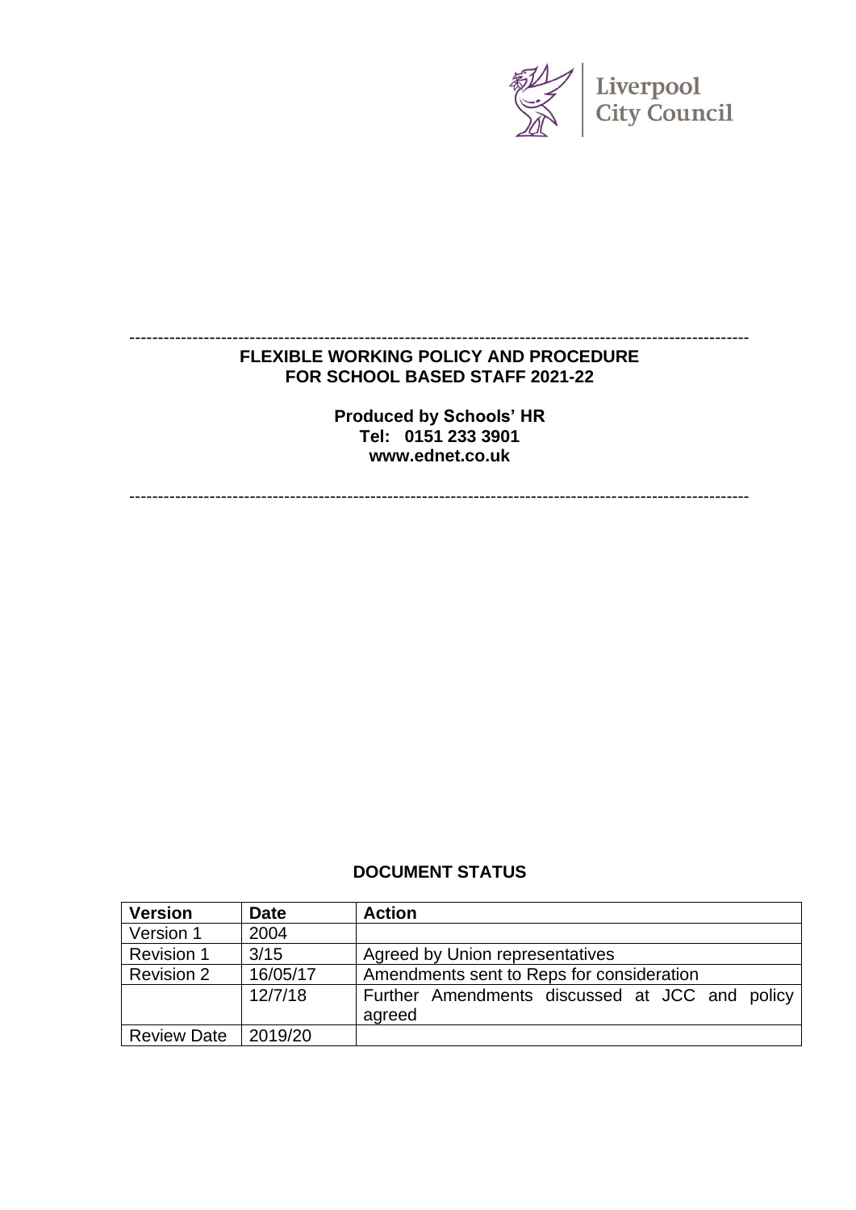Liverpool City Council

---

**FLEXIBLE WORKING POLICY AND PROCEDURE FOR SCHOOL BASED STAFF 2021-22**

**Produced by Schools' HR**
**Tel: 0151 233 3901**
**www.ednet.co.uk**

---

**DOCUMENT STATUS**

| Version | Date | Action |
|---|---|---|
| Version 1 | 2004 | |
| Revision 1 | 3/15 | Agreed by Union representatives |
| Revision 2 | 16/05/17 | Amendments sent to Reps for consideration |
| | 12/7/18 | Further Amendments discussed at JCC and policy agreed |
| Review Date | 2019/20 | |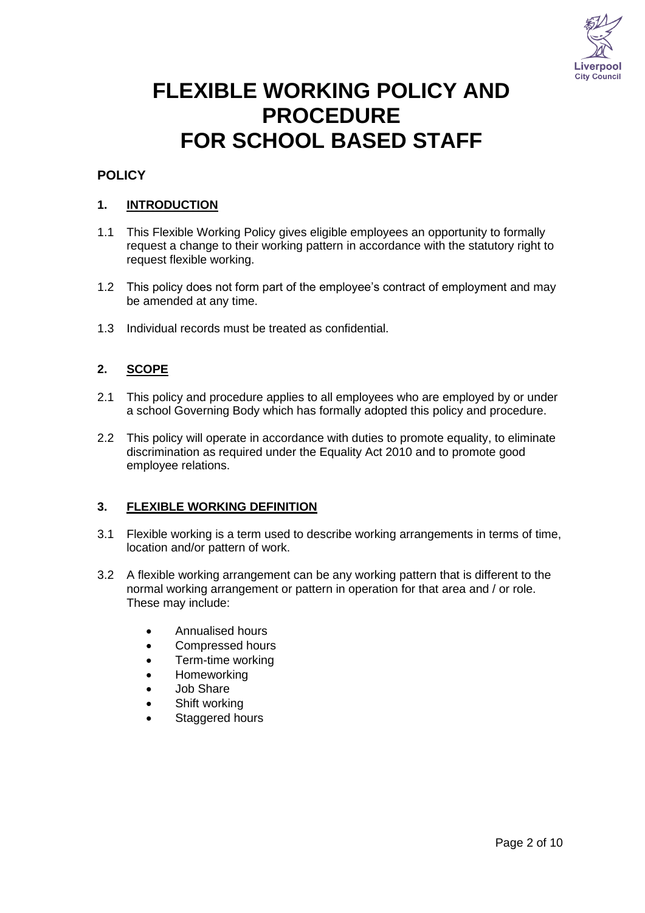# FLEXIBLE WORKING POLICY AND PROCEDURE FOR SCHOOL BASED STAFF

## POLICY

### 1. INTRODUCTION

1.1 This Flexible Working Policy gives eligible employees an opportunity to formally request a change to their working pattern in accordance with the statutory right to request flexible working.

1.2 This policy does not form part of the employee's contract of employment and may be amended at any time.

1.3 Individual records must be treated as confidential.

### 2. SCOPE

2.1 This policy and procedure applies to all employees who are employed by or under a school Governing Body which has formally adopted this policy and procedure.

2.2 This policy will operate in accordance with duties to promote equality, to eliminate discrimination as required under the Equality Act 2010 and to promote good employee relations.

### 3. FLEXIBLE WORKING DEFINITION

3.1 Flexible working is a term used to describe working arrangements in terms of time, location and/or pattern of work.

3.2 A flexible working arrangement can be any working pattern that is different to the normal working arrangement or pattern in operation for that area and / or role. These may include:

- Annualised hours
- Compressed hours
- Term-time working
- Homeworking
- Job Share
- Shift working
- Staggered hours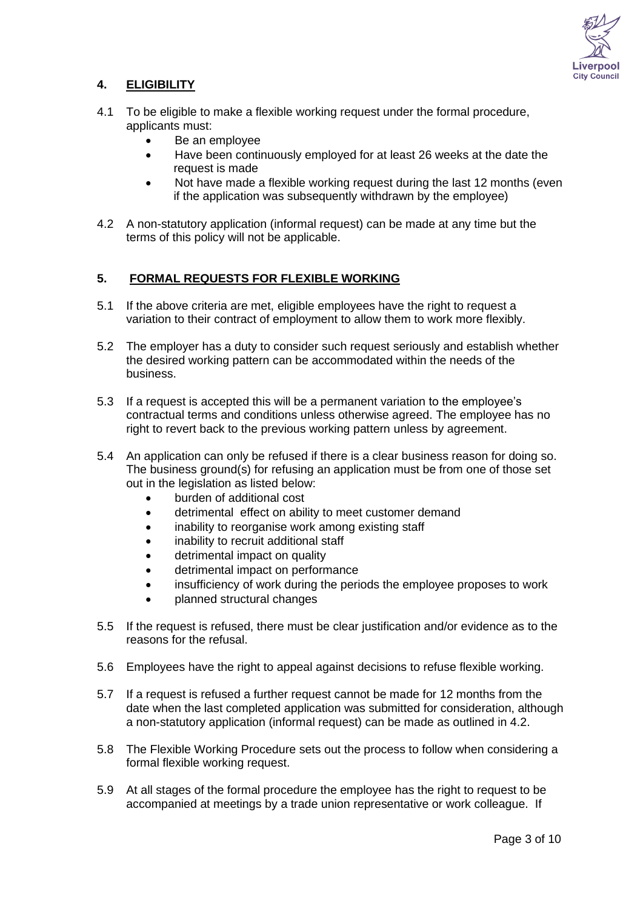## 4. ELIGIBILITY

4.1 To be eligible to make a flexible working request under the formal procedure, applicants must:

- Be an employee
- Have been continuously employed for at least 26 weeks at the date the request is made
- Not have made a flexible working request during the last 12 months (even if the application was subsequently withdrawn by the employee)

4.2 A non-statutory application (informal request) can be made at any time but the terms of this policy will not be applicable.

## 5. FORMAL REQUESTS FOR FLEXIBLE WORKING

5.1 If the above criteria are met, eligible employees have the right to request a variation to their contract of employment to allow them to work more flexibly.

5.2 The employer has a duty to consider such request seriously and establish whether the desired working pattern can be accommodated within the needs of the business.

5.3 If a request is accepted this will be a permanent variation to the employee's contractual terms and conditions unless otherwise agreed. The employee has no right to revert back to the previous working pattern unless by agreement.

5.4 An application can only be refused if there is a clear business reason for doing so. The business ground(s) for refusing an application must be from one of those set out in the legislation as listed below:

- burden of additional cost
- detrimental effect on ability to meet customer demand
- inability to reorganise work among existing staff
- inability to recruit additional staff
- detrimental impact on quality
- detrimental impact on performance
- insufficiency of work during the periods the employee proposes to work
- planned structural changes

5.5 If the request is refused, there must be clear justification and/or evidence as to the reasons for the refusal.

5.6 Employees have the right to appeal against decisions to refuse flexible working.

5.7 If a request is refused a further request cannot be made for 12 months from the date when the last completed application was submitted for consideration, although a non-statutory application (informal request) can be made as outlined in 4.2.

5.8 The Flexible Working Procedure sets out the process to follow when considering a formal flexible working request.

5.9 At all stages of the formal procedure the employee has the right to request to be accompanied at meetings by a trade union representative or work colleague. If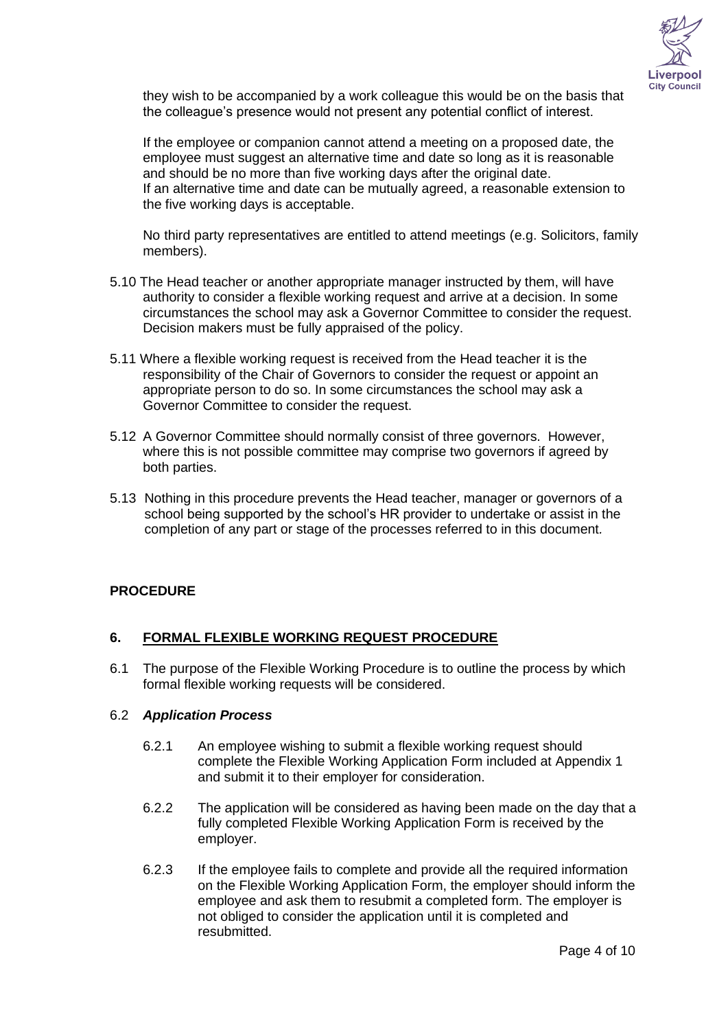they wish to be accompanied by a work colleague this would be on the basis that the colleague's presence would not present any potential conflict of interest.

If the employee or companion cannot attend a meeting on a proposed date, the employee must suggest an alternative time and date so long as it is reasonable and should be no more than five working days after the original date.
If an alternative time and date can be mutually agreed, a reasonable extension to the five working days is acceptable.

No third party representatives are entitled to attend meetings (e.g. Solicitors, family members).

5.10 The Head teacher or another appropriate manager instructed by them, will have authority to consider a flexible working request and arrive at a decision. In some circumstances the school may ask a Governor Committee to consider the request. Decision makers must be fully appraised of the policy.

5.11 Where a flexible working request is received from the Head teacher it is the responsibility of the Chair of Governors to consider the request or appoint an appropriate person to do so. In some circumstances the school may ask a Governor Committee to consider the request.

5.12 A Governor Committee should normally consist of three governors. However, where this is not possible committee may comprise two governors if agreed by both parties.

5.13 Nothing in this procedure prevents the Head teacher, manager or governors of a school being supported by the school's HR provider to undertake or assist in the completion of any part or stage of the processes referred to in this document.

**PROCEDURE**

## 6. FORMAL FLEXIBLE WORKING REQUEST PROCEDURE

6.1 The purpose of the Flexible Working Procedure is to outline the process by which formal flexible working requests will be considered.

6.2 ***Application Process***

6.2.1 An employee wishing to submit a flexible working request should complete the Flexible Working Application Form included at Appendix 1 and submit it to their employer for consideration.

6.2.2 The application will be considered as having been made on the day that a fully completed Flexible Working Application Form is received by the employer.

6.2.3 If the employee fails to complete and provide all the required information on the Flexible Working Application Form, the employer should inform the employee and ask them to resubmit a completed form. The employer is not obliged to consider the application until it is completed and resubmitted.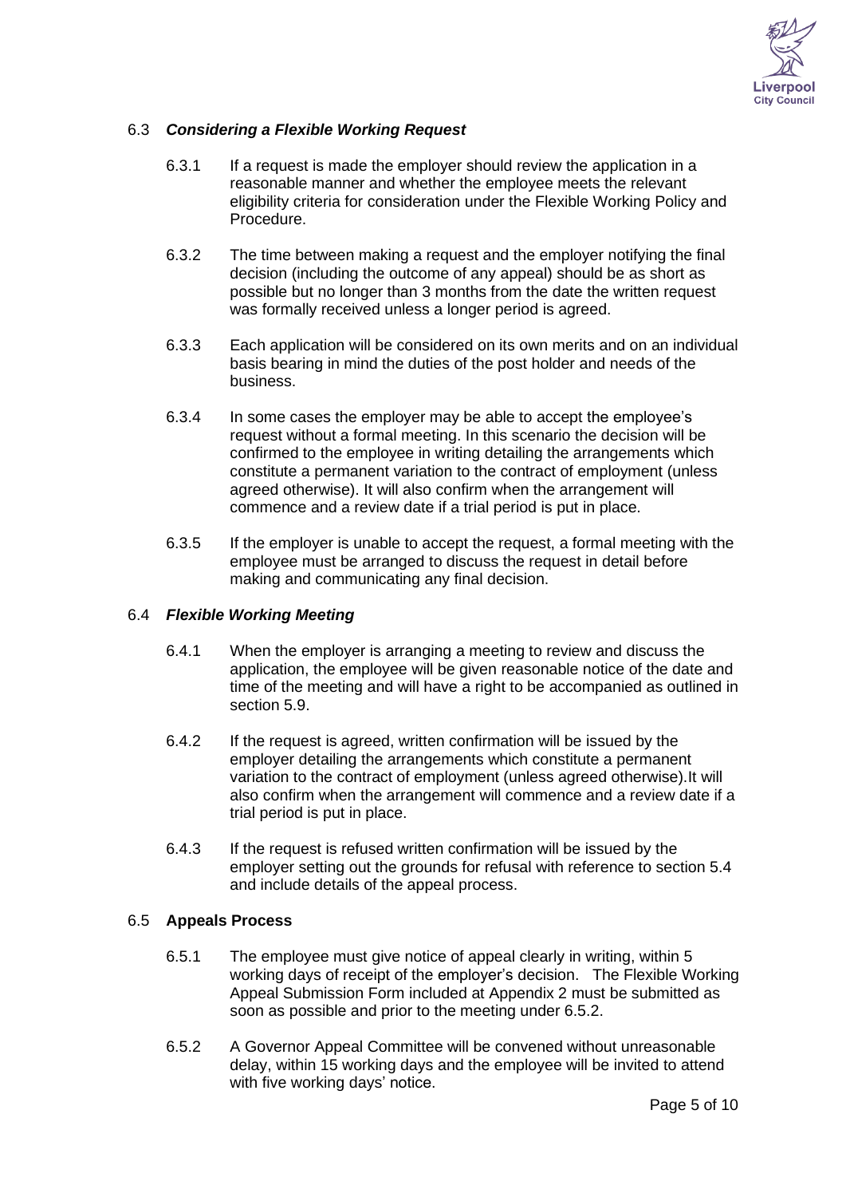### 6.3 *Considering a Flexible Working Request*

6.3.1 If a request is made the employer should review the application in a reasonable manner and whether the employee meets the relevant eligibility criteria for consideration under the Flexible Working Policy and Procedure.

6.3.2 The time between making a request and the employer notifying the final decision (including the outcome of any appeal) should be as short as possible but no longer than 3 months from the date the written request was formally received unless a longer period is agreed.

6.3.3 Each application will be considered on its own merits and on an individual basis bearing in mind the duties of the post holder and needs of the business.

6.3.4 In some cases the employer may be able to accept the employee's request without a formal meeting. In this scenario the decision will be confirmed to the employee in writing detailing the arrangements which constitute a permanent variation to the contract of employment (unless agreed otherwise). It will also confirm when the arrangement will commence and a review date if a trial period is put in place.

6.3.5 If the employer is unable to accept the request, a formal meeting with the employee must be arranged to discuss the request in detail before making and communicating any final decision.

### 6.4 *Flexible Working Meeting*

6.4.1 When the employer is arranging a meeting to review and discuss the application, the employee will be given reasonable notice of the date and time of the meeting and will have a right to be accompanied as outlined in section 5.9.

6.4.2 If the request is agreed, written confirmation will be issued by the employer detailing the arrangements which constitute a permanent variation to the contract of employment (unless agreed otherwise).It will also confirm when the arrangement will commence and a review date if a trial period is put in place.

6.4.3 If the request is refused written confirmation will be issued by the employer setting out the grounds for refusal with reference to section 5.4 and include details of the appeal process.

### 6.5 **Appeals Process**

6.5.1 The employee must give notice of appeal clearly in writing, within 5 working days of receipt of the employer's decision. The Flexible Working Appeal Submission Form included at Appendix 2 must be submitted as soon as possible and prior to the meeting under 6.5.2.

6.5.2 A Governor Appeal Committee will be convened without unreasonable delay, within 15 working days and the employee will be invited to attend with five working days' notice.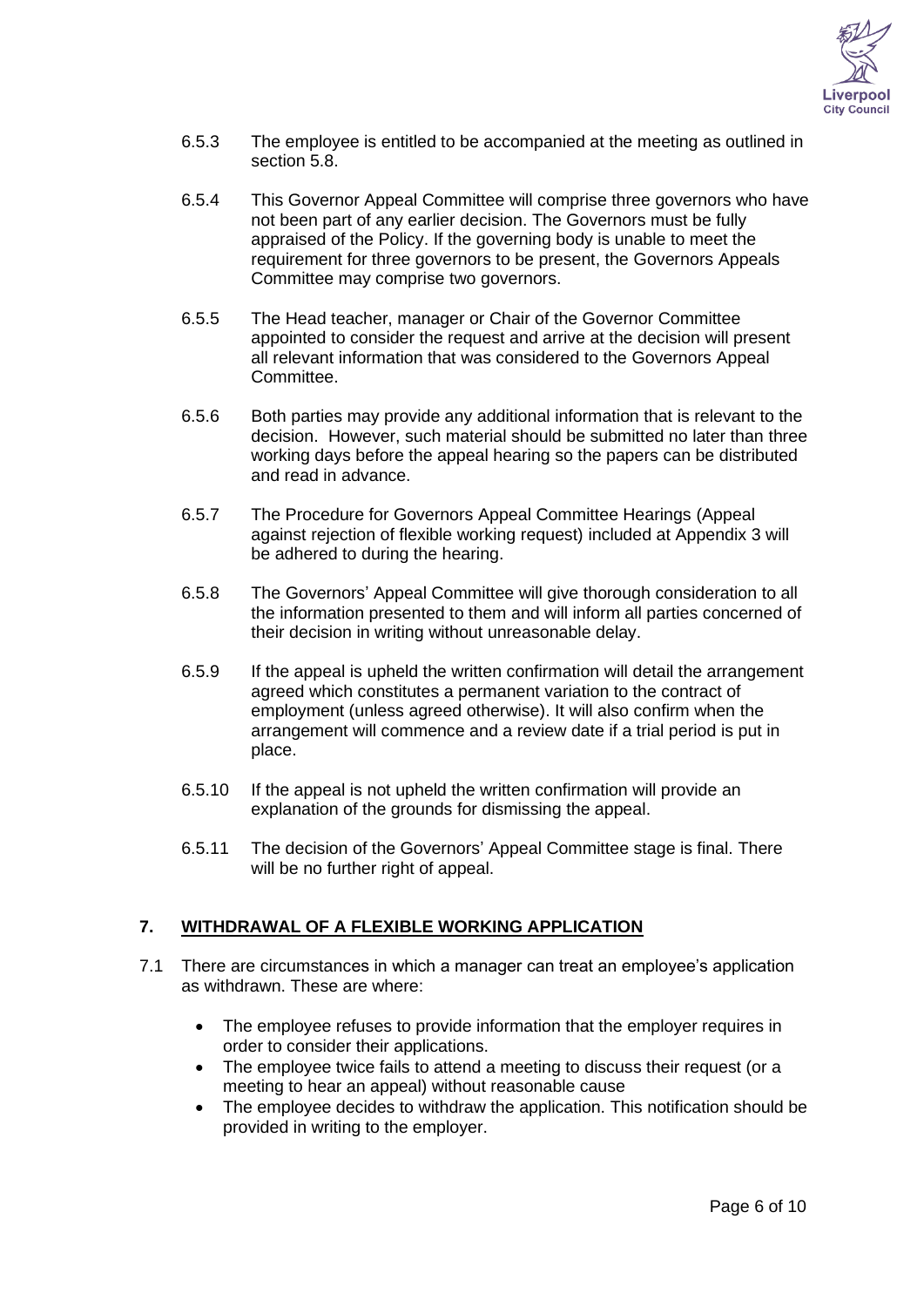6.5.3 The employee is entitled to be accompanied at the meeting as outlined in section 5.8.

6.5.4 This Governor Appeal Committee will comprise three governors who have not been part of any earlier decision. The Governors must be fully appraised of the Policy. If the governing body is unable to meet the requirement for three governors to be present, the Governors Appeals Committee may comprise two governors.

6.5.5 The Head teacher, manager or Chair of the Governor Committee appointed to consider the request and arrive at the decision will present all relevant information that was considered to the Governors Appeal Committee.

6.5.6 Both parties may provide any additional information that is relevant to the decision. However, such material should be submitted no later than three working days before the appeal hearing so the papers can be distributed and read in advance.

6.5.7 The Procedure for Governors Appeal Committee Hearings (Appeal against rejection of flexible working request) included at Appendix 3 will be adhered to during the hearing.

6.5.8 The Governors' Appeal Committee will give thorough consideration to all the information presented to them and will inform all parties concerned of their decision in writing without unreasonable delay.

6.5.9 If the appeal is upheld the written confirmation will detail the arrangement agreed which constitutes a permanent variation to the contract of employment (unless agreed otherwise). It will also confirm when the arrangement will commence and a review date if a trial period is put in place.

6.5.10 If the appeal is not upheld the written confirmation will provide an explanation of the grounds for dismissing the appeal.

6.5.11 The decision of the Governors' Appeal Committee stage is final. There will be no further right of appeal.

## 7. WITHDRAWAL OF A FLEXIBLE WORKING APPLICATION

7.1 There are circumstances in which a manager can treat an employee's application as withdrawn. These are where:

- The employee refuses to provide information that the employer requires in order to consider their applications.
- The employee twice fails to attend a meeting to discuss their request (or a meeting to hear an appeal) without reasonable cause
- The employee decides to withdraw the application. This notification should be provided in writing to the employer.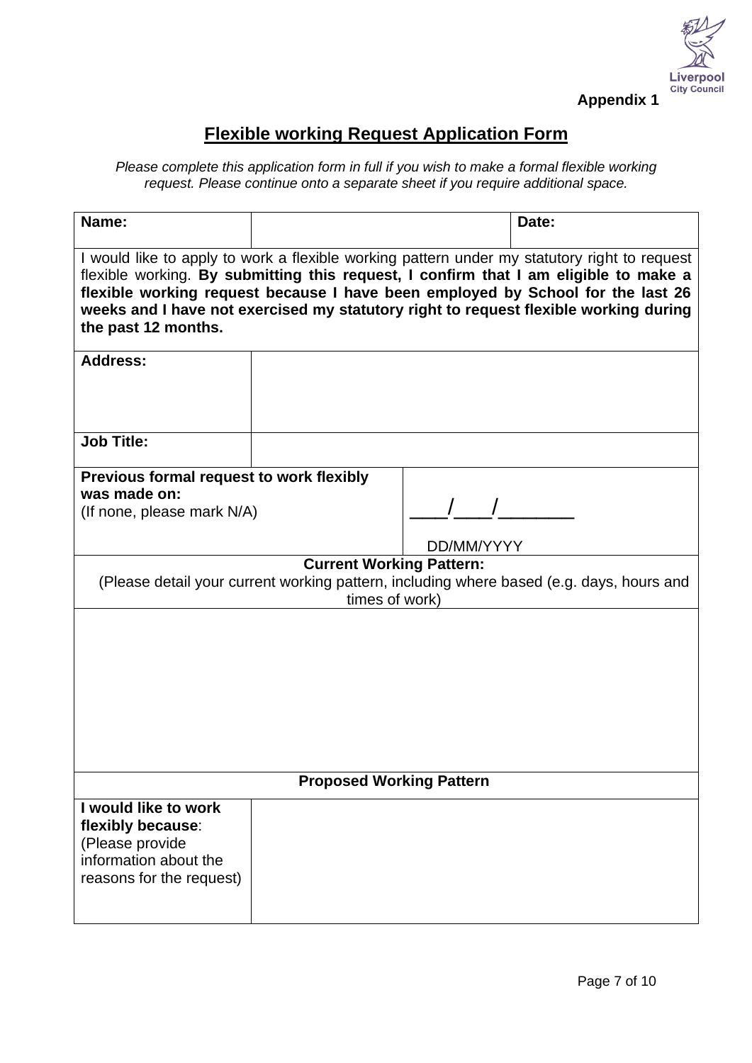Appendix 1

## Flexible working Request Application Form

*Please complete this application form in full if you wish to make a formal flexible working request. Please continue onto a separate sheet if you require additional space.*

| **Name:** | | **Date:** | |
|---|---|---|---|
| I would like to apply to work a flexible working pattern under my statutory right to request flexible working. **By submitting this request, I confirm that I am eligible to make a flexible working request because I have been employed by School for the last 26 weeks and I have not exercised my statutory right to request flexible working during the past 12 months.** | | | |
| **Address:** | | | |
| **Job Title:** | | | |
| **Previous formal request to work flexibly was made on:** (If none, please mark N/A) | | ___/___/_______ DD/MM/YYYY | |
| **Current Working Pattern:** (Please detail your current working pattern, including where based (e.g. days, hours and times of work) | | | |
| | | | |
| **Proposed Working Pattern** | | | |
| **I would like to work flexibly because**: (Please provide information about the reasons for the request) | | | |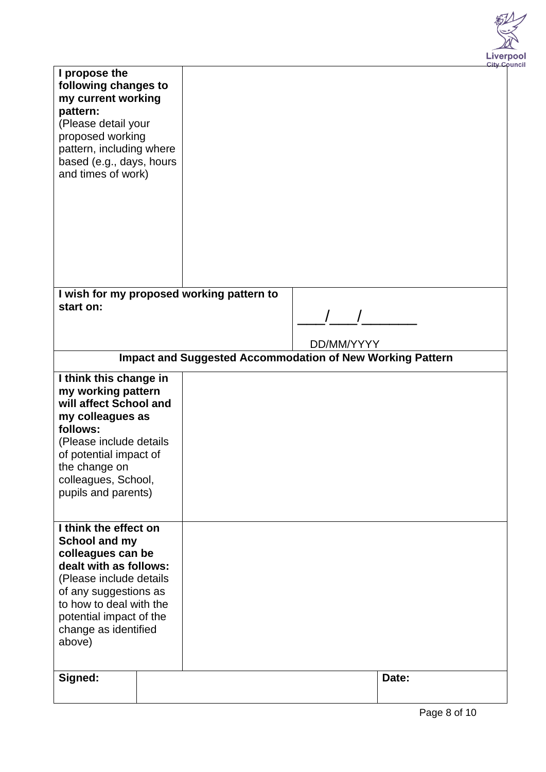| **I propose the following changes to my current working pattern:** (Please detail your proposed working pattern, including where based (e.g., days, hours and times of work) | | | |
|---|---|---|---|
| **I wish for my proposed working pattern to start on:** | | ___/___/_______ DD/MM/YYYY | |
| **Impact and Suggested Accommodation of New Working Pattern** | | | |
| **I think this change in my working pattern will affect School and my colleagues as follows:** (Please include details of potential impact of the change on colleagues, School, pupils and parents) | | | |
| **I think the effect on School and my colleagues can be dealt with as follows:** (Please include details of any suggestions as to how to deal with the potential impact of the change as identified above) | | | |
| **Signed:** | | **Date:** | |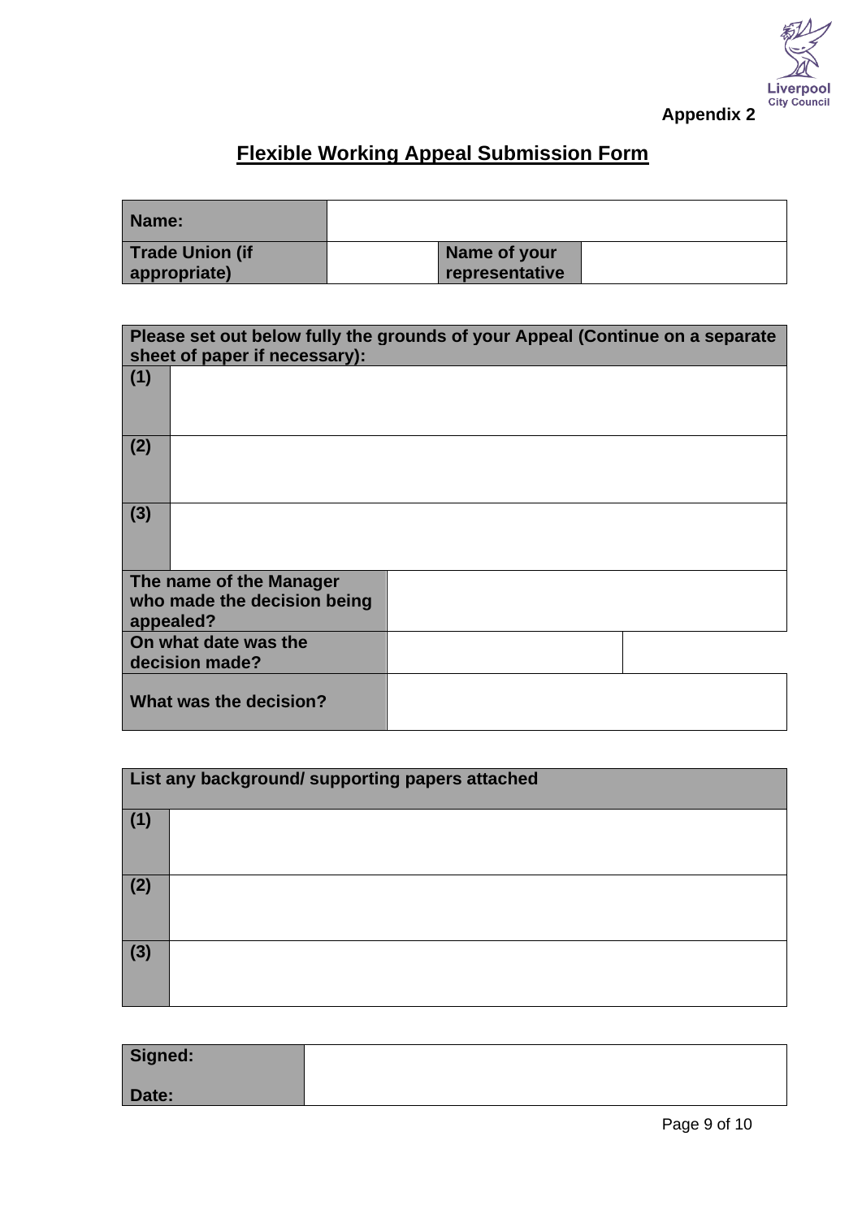Appendix 2

# Flexible Working Appeal Submission Form

| Name: | | | |
|---|---|---|---|
| Trade Union (if appropriate) | | Name of your representative | |

| Please set out below fully the grounds of your Appeal (Continue on a separate sheet of paper if necessary): | | |
|---|---|---|
| (1) | | |
| (2) | | |
| (3) | | |
| The name of the Manager who made the decision being appealed? | | |
| On what date was the decision made? | | |
| What was the decision? | | |

| List any background/ supporting papers attached | |
|---|---|
| (1) | |
| (2) | |
| (3) | |

| Signed:<br><br>Date: | |
|---|---|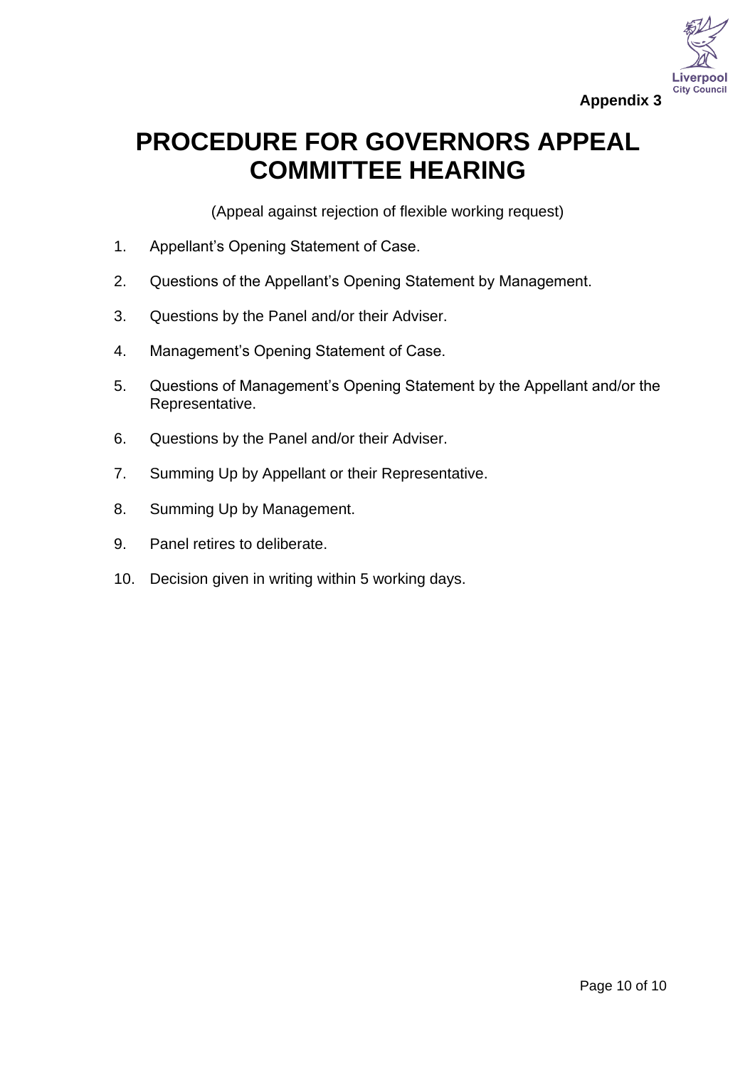**Appendix 3**

# PROCEDURE FOR GOVERNORS APPEAL COMMITTEE HEARING

(Appeal against rejection of flexible working request)

1. Appellant's Opening Statement of Case.
2. Questions of the Appellant's Opening Statement by Management.
3. Questions by the Panel and/or their Adviser.
4. Management's Opening Statement of Case.
5. Questions of Management's Opening Statement by the Appellant and/or the Representative.
6. Questions by the Panel and/or their Adviser.
7. Summing Up by Appellant or their Representative.
8. Summing Up by Management.
9. Panel retires to deliberate.
10. Decision given in writing within 5 working days.